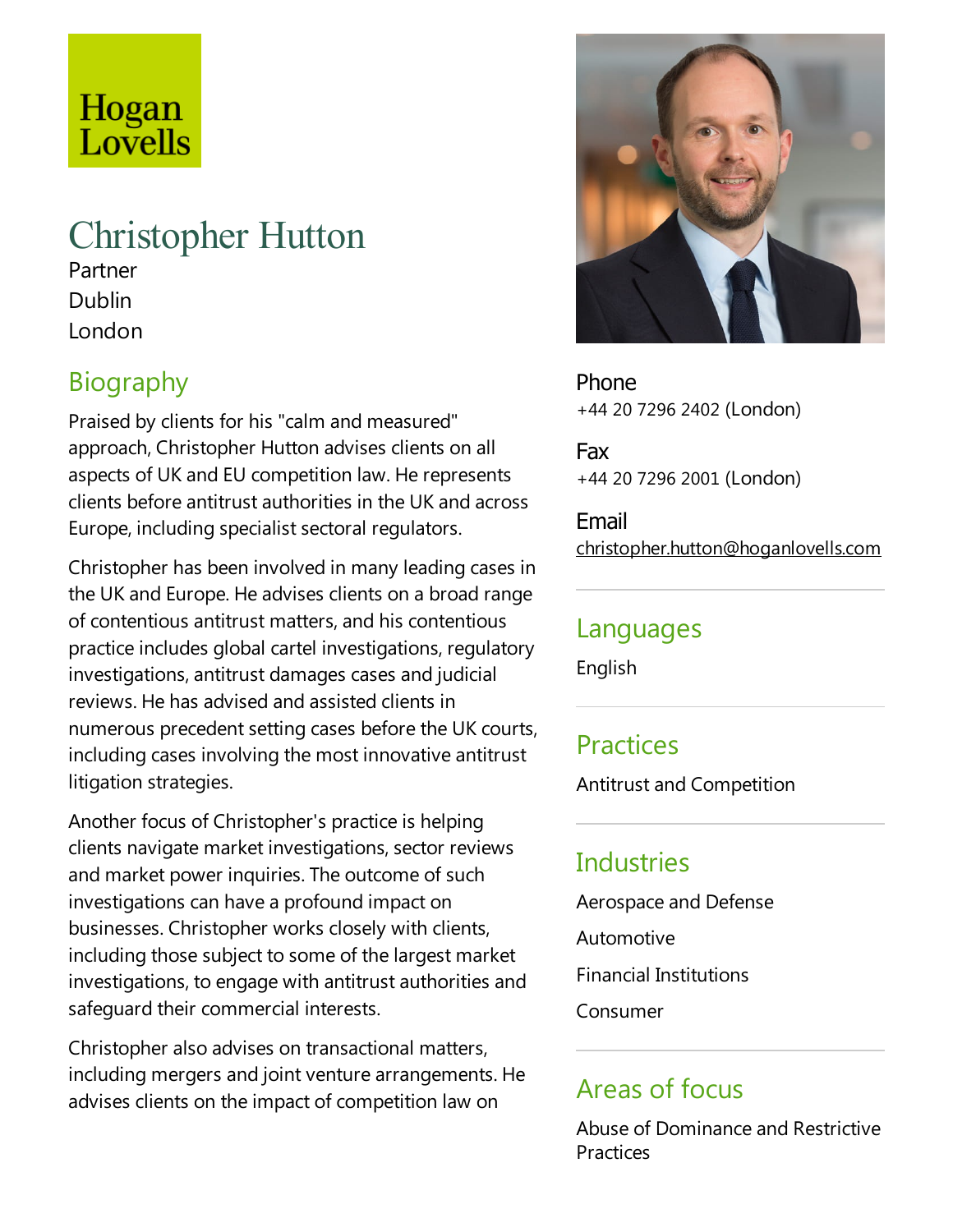Hogan Lovells

# Christopher Hutton

Partner
Dublin
London

## Biography

Praised by clients for his "calm and measured" approach, Christopher Hutton advises clients on all aspects of UK and EU competition law. He represents clients before antitrust authorities in the UK and across Europe, including specialist sectoral regulators.

Christopher has been involved in many leading cases in the UK and Europe. He advises clients on a broad range of contentious antitrust matters, and his contentious practice includes global cartel investigations, regulatory investigations, antitrust damages cases and judicial reviews. He has advised and assisted clients in numerous precedent setting cases before the UK courts, including cases involving the most innovative antitrust litigation strategies.

Another focus of Christopher's practice is helping clients navigate market investigations, sector reviews and market power inquiries. The outcome of such investigations can have a profound impact on businesses. Christopher works closely with clients, including those subject to some of the largest market investigations, to engage with antitrust authorities and safeguard their commercial interests.

Christopher also advises on transactional matters, including mergers and joint venture arrangements. He advises clients on the impact of competition law on

**Phone**
+44 20 7296 2402 (London)

**Fax**
+44 20 7296 2001 (London)

**Email**
christopher.hutton@hoganlovells.com

## Languages

English

## Practices

Antitrust and Competition

## Industries

Aerospace and Defense

Automotive

Financial Institutions

Consumer

## Areas of focus

Abuse of Dominance and Restrictive Practices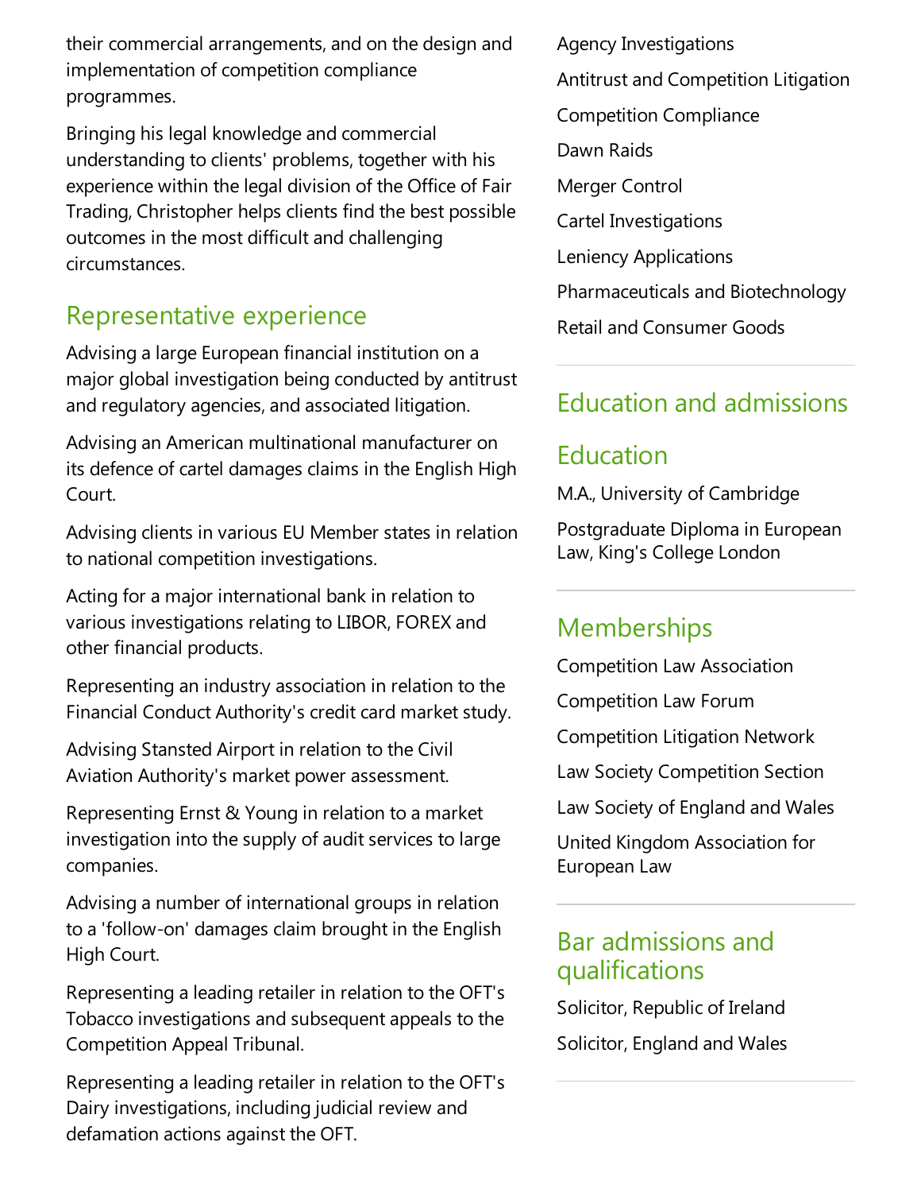their commercial arrangements, and on the design and implementation of competition compliance programmes.

Bringing his legal knowledge and commercial understanding to clients' problems, together with his experience within the legal division of the Office of Fair Trading, Christopher helps clients find the best possible outcomes in the most difficult and challenging circumstances.

## Representative experience

Advising a large European financial institution on a major global investigation being conducted by antitrust and regulatory agencies, and associated litigation.

Advising an American multinational manufacturer on its defence of cartel damages claims in the English High Court.

Advising clients in various EU Member states in relation to national competition investigations.

Acting for a major international bank in relation to various investigations relating to LIBOR, FOREX and other financial products.

Representing an industry association in relation to the Financial Conduct Authority's credit card market study.

Advising Stansted Airport in relation to the Civil Aviation Authority's market power assessment.

Representing Ernst & Young in relation to a market investigation into the supply of audit services to large companies.

Advising a number of international groups in relation to a 'follow-on' damages claim brought in the English High Court.

Representing a leading retailer in relation to the OFT's Tobacco investigations and subsequent appeals to the Competition Appeal Tribunal.

Representing a leading retailer in relation to the OFT's Dairy investigations, including judicial review and defamation actions against the OFT.

Agency Investigations

Antitrust and Competition Litigation

Competition Compliance

Dawn Raids

Merger Control

Cartel Investigations

Leniency Applications

Pharmaceuticals and Biotechnology

Retail and Consumer Goods

## Education and admissions

## Education

M.A., University of Cambridge

Postgraduate Diploma in European Law, King's College London

## Memberships

Competition Law Association

Competition Law Forum

Competition Litigation Network

Law Society Competition Section

Law Society of England and Wales

United Kingdom Association for European Law

## Bar admissions and qualifications

Solicitor, Republic of Ireland

Solicitor, England and Wales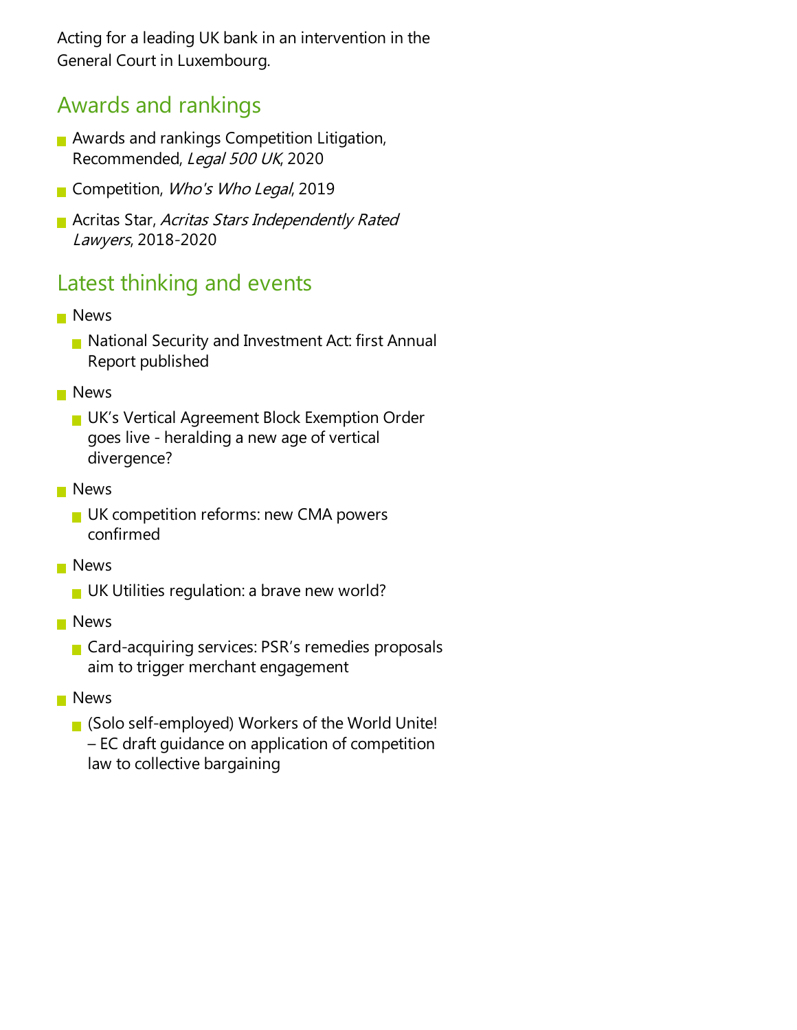Acting for a leading UK bank in an intervention in the General Court in Luxembourg.

## Awards and rankings

- Awards and rankings Competition Litigation, Recommended, *Legal 500 UK*, 2020
- Competition, *Who's Who Legal*, 2019
- Acritas Star, *Acritas Stars Independently Rated Lawyers*, 2018-2020

## Latest thinking and events

- News
  - National Security and Investment Act: first Annual Report published
- News
  - UK's Vertical Agreement Block Exemption Order goes live - heralding a new age of vertical divergence?
- News
  - UK competition reforms: new CMA powers confirmed
- News
  - UK Utilities regulation: a brave new world?
- News
  - Card-acquiring services: PSR's remedies proposals aim to trigger merchant engagement
- News
  - (Solo self-employed) Workers of the World Unite! – EC draft guidance on application of competition law to collective bargaining